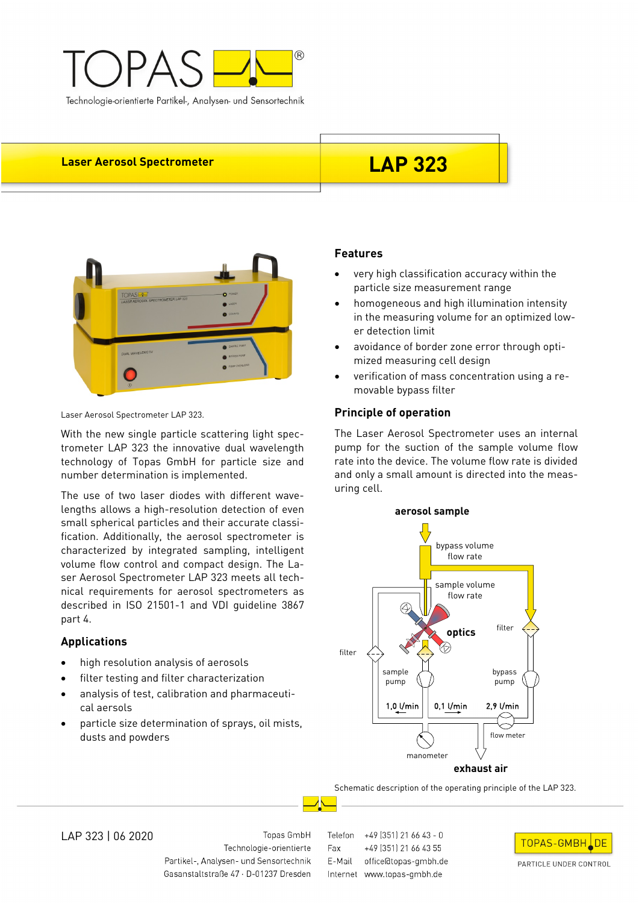TOPAS

Technologie-orientierte Partikel-, Analysen- und Sensortechnik

**Laser Aerosol Spectrometer**

# LAP 323

Laser Aerosol Spectrometer LAP 323.

With the new single particle scattering light spectrometer LAP 323 the innovative dual wavelength technology of Topas GmbH for particle size and number determination is implemented.

The use of two laser diodes with different wavelengths allows a high-resolution detection of even small spherical particles and their accurate classification. Additionally, the aerosol spectrometer is characterized by integrated sampling, intelligent volume flow control and compact design. The Laser Aerosol Spectrometer LAP 323 meets all technical requirements for aerosol spectrometers as described in ISO 21501-1 and VDI guideline 3867 part 4.

## Applications

- high resolution analysis of aerosols
- filter testing and filter characterization
- analysis of test, calibration and pharmaceutical aersols
- particle size determination of sprays, oil mists, dusts and powders

## Features

- very high classification accuracy within the particle size measurement range
- homogeneous and high illumination intensity in the measuring volume for an optimized lower detection limit
- avoidance of border zone error through optimized measuring cell design
- verification of mass concentration using a removable bypass filter

## Principle of operation

The Laser Aerosol Spectrometer uses an internal pump for the suction of the sample volume flow rate into the device. The volume flow rate is divided and only a small amount is directed into the measuring cell.

Schematic description of the operating principle of the LAP 323.

LAP 323 | 06 2020

Topas GmbH
Technologie-orientierte
Partikel-, Analysen- und Sensortechnik
Gasanstaltstraße 47 · D-01237 Dresden

Telefon +49 (351) 21 66 43 - 0
Fax +49 (351) 21 66 43 55
E-Mail office@topas-gmbh.de
Internet www.topas-gmbh.de

TOPAS-GMBH.DE
PARTICLE UNDER CONTROL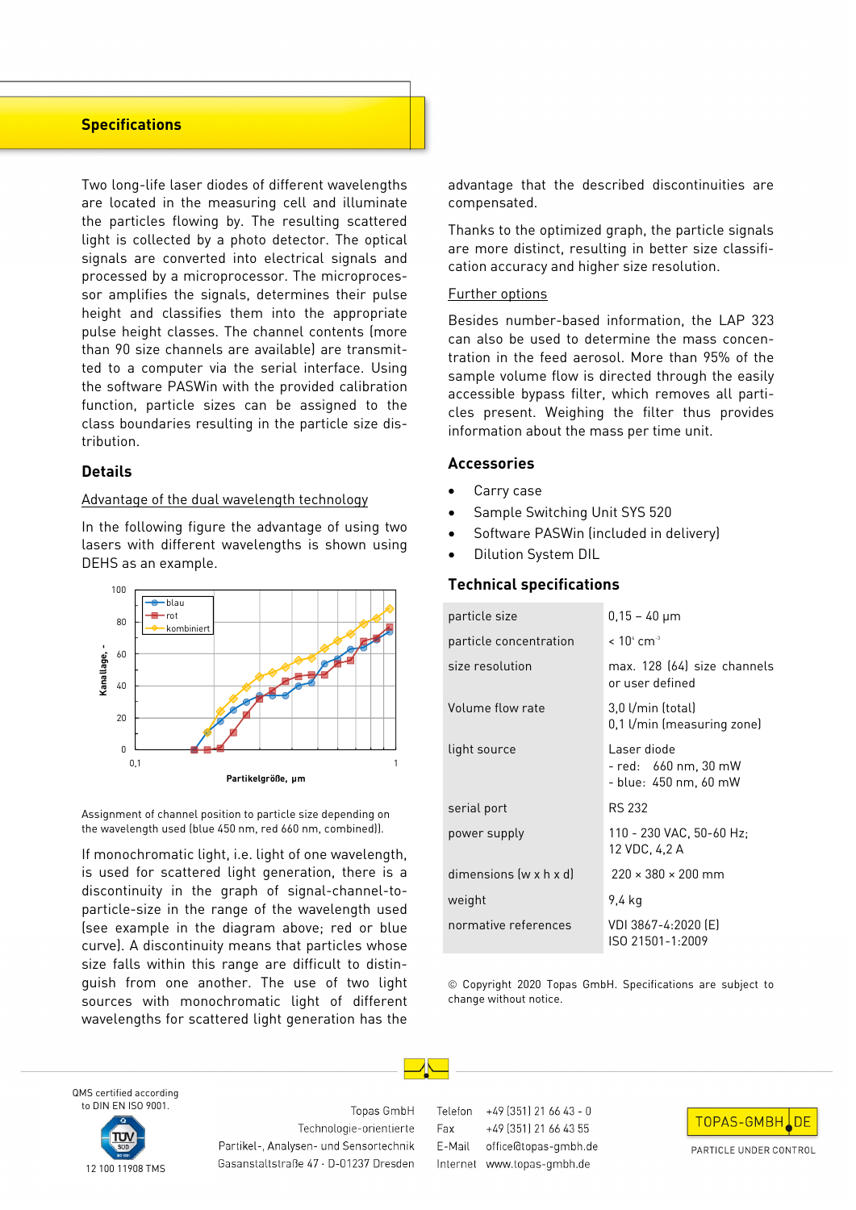## Specifications

Two long-life laser diodes of different wavelengths are located in the measuring cell and illuminate the particles flowing by. The resulting scattered light is collected by a photo detector. The optical signals are converted into electrical signals and processed by a microprocessor. The microprocessor amplifies the signals, determines their pulse height and classifies them into the appropriate pulse height classes. The channel contents (more than 90 size channels are available) are transmitted to a computer via the serial interface. Using the software PASWin with the provided calibration function, particle sizes can be assigned to the class boundaries resulting in the particle size distribution.

### Details

Advantage of the dual wavelength technology

In the following figure the advantage of using two lasers with different wavelengths is shown using DEHS as an example.

100
80
60
40
20
0
Kanallage, -
0,1
1
Partikelgröße, µm
blau
rot
kombiniert

Assignment of channel position to particle size depending on the wavelength used (blue 450 nm, red 660 nm, combined)).

If monochromatic light, i.e. light of one wavelength, is used for scattered light generation, there is a discontinuity in the graph of signal-channel-to-particle-size in the range of the wavelength used (see example in the diagram above; red or blue curve). A discontinuity means that particles whose size falls within this range are difficult to distinguish from one another. The use of two light sources with monochromatic light of different wavelengths for scattered light generation has the advantage that the described discontinuities are compensated.

Thanks to the optimized graph, the particle signals are more distinct, resulting in better size classification accuracy and higher size resolution.

Further options

Besides number-based information, the LAP 323 can also be used to determine the mass concentration in the feed aerosol. More than 95% of the sample volume flow is directed through the easily accessible bypass filter, which removes all particles present. Weighing the filter thus provides information about the mass per time unit.

### Accessories

- Carry case
- Sample Switching Unit SYS 520
- Software PASWin (included in delivery)
- Dilution System DIL

### Technical specifications

| | |
|---|---|
| particle size | 0,15 – 40 µm |
| particle concentration | < $10^4$ $cm^{-3}$ |
| size resolution | max. 128 (64) size channels or user defined |
| Volume flow rate | 3,0 l/min (total)<br>0,1 l/min (measuring zone) |
| light source | Laser diode<br>- red: 660 nm, 30 mW<br>- blue: 450 nm, 60 mW |
| serial port | RS 232 |
| power supply | 110 - 230 VAC, 50-60 Hz;<br>12 VDC, 4,2 A |
| dimensions (w x h x d) | 220 × 380 × 200 mm |
| weight | 9,4 kg |
| normative references | VDI 3867-4:2020 (E)<br>ISO 21501-1:2009 |

© Copyright 2020 Topas GmbH. Specifications are subject to change without notice.

QMS certified according to DIN EN ISO 9001.
12 100 11908 TMS

Topas GmbH
Technologie-orientierte
Partikel-, Analysen- und Sensortechnik
Gasanstaltstraße 47 · D-01237 Dresden

Telefon +49 (351) 21 66 43 - 0
Fax +49 (351) 21 66 43 55
E-Mail office@topas-gmbh.de
Internet www.topas-gmbh.de

TOPAS-GMBH.DE
PARTICLE UNDER CONTROL